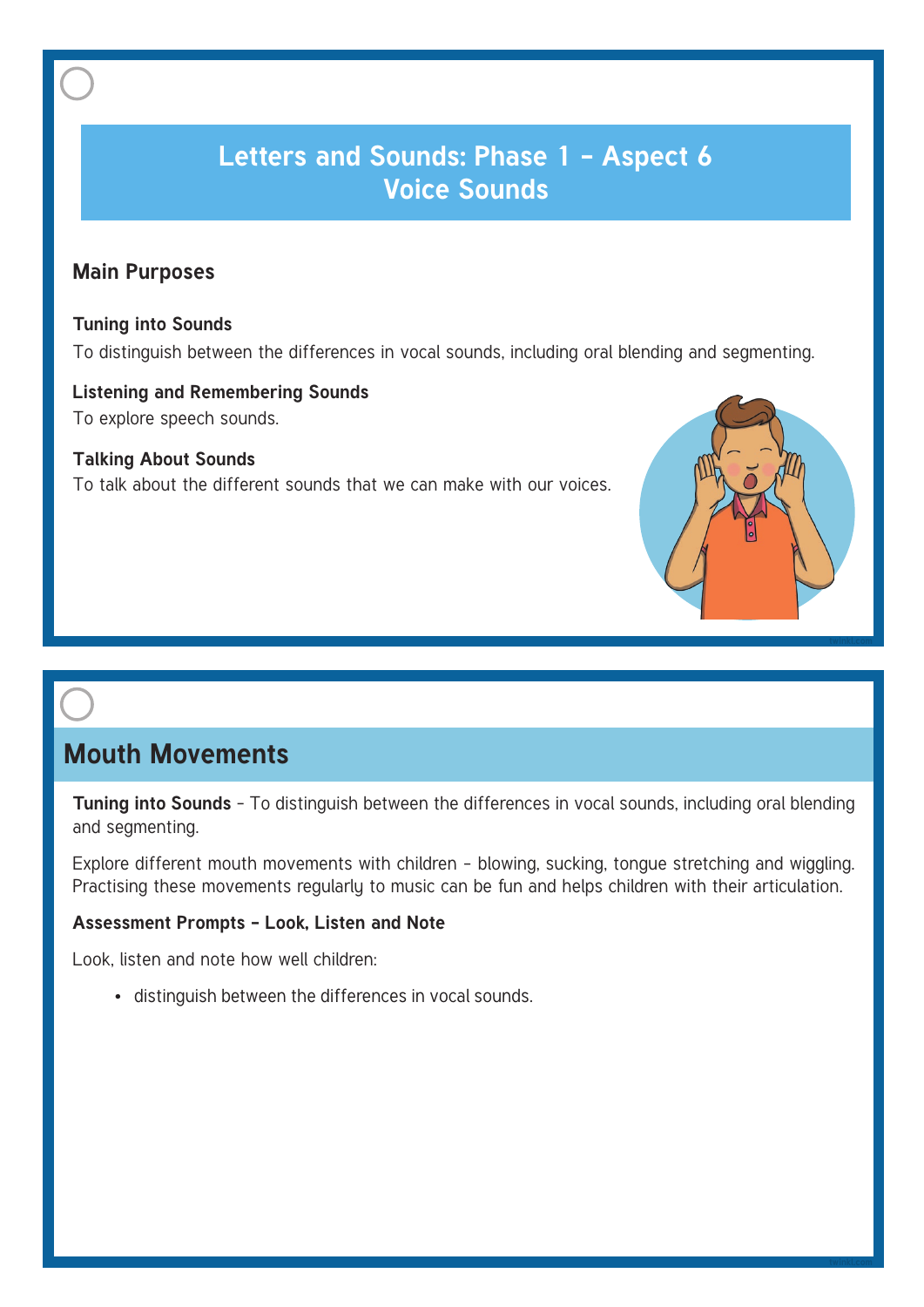# Letters and Sounds: Phase 1 – Aspect 6
# Voice Sounds

## Main Purposes

**Tuning into Sounds**
To distinguish between the differences in vocal sounds, including oral blending and segmenting.

**Listening and Remembering Sounds**
To explore speech sounds.

**Talking About Sounds**
To talk about the different sounds that we can make with our voices.

## Mouth Movements

**Tuning into Sounds** – To distinguish between the differences in vocal sounds, including oral blending and segmenting.

Explore different mouth movements with children – blowing, sucking, tongue stretching and wiggling. Practising these movements regularly to music can be fun and helps children with their articulation.

**Assessment Prompts – Look, Listen and Note**

Look, listen and note how well children:

- distinguish between the differences in vocal sounds.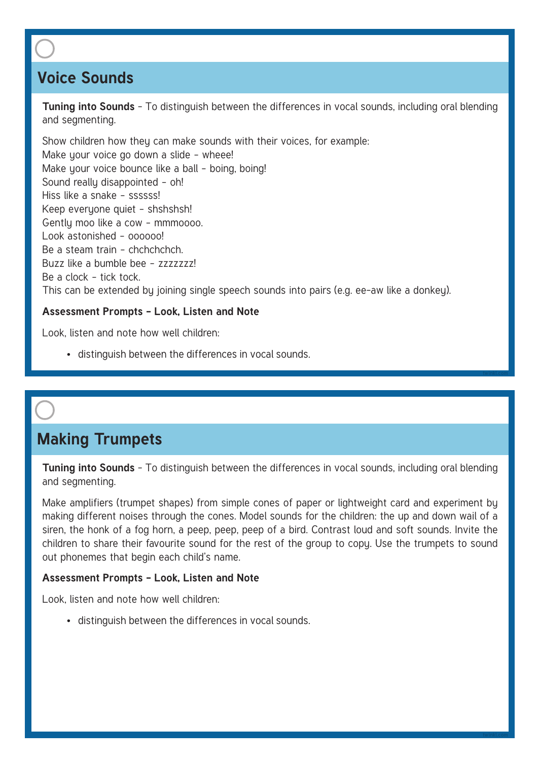## Voice Sounds

**Tuning into Sounds** – To distinguish between the differences in vocal sounds, including oral blending and segmenting.

Show children how they can make sounds with their voices, for example:
Make your voice go down a slide – wheee!
Make your voice bounce like a ball – boing, boing!
Sound really disappointed – oh!
Hiss like a snake – ssssss!
Keep everyone quiet – shshshsh!
Gently moo like a cow – mmmoooo.
Look astonished – oooooo!
Be a steam train – chchchchch.
Buzz like a bumble bee – zzzzzzz!
Be a clock – tick tock.
This can be extended by joining single speech sounds into pairs (e.g. ee-aw like a donkey).

**Assessment Prompts – Look, Listen and Note**

Look, listen and note how well children:

- distinguish between the differences in vocal sounds.

## Making Trumpets

**Tuning into Sounds** – To distinguish between the differences in vocal sounds, including oral blending and segmenting.

Make amplifiers (trumpet shapes) from simple cones of paper or lightweight card and experiment by making different noises through the cones. Model sounds for the children: the up and down wail of a siren, the honk of a fog horn, a peep, peep, peep of a bird. Contrast loud and soft sounds. Invite the children to share their favourite sound for the rest of the group to copy. Use the trumpets to sound out phonemes that begin each child's name.

**Assessment Prompts – Look, Listen and Note**

Look, listen and note how well children:

- distinguish between the differences in vocal sounds.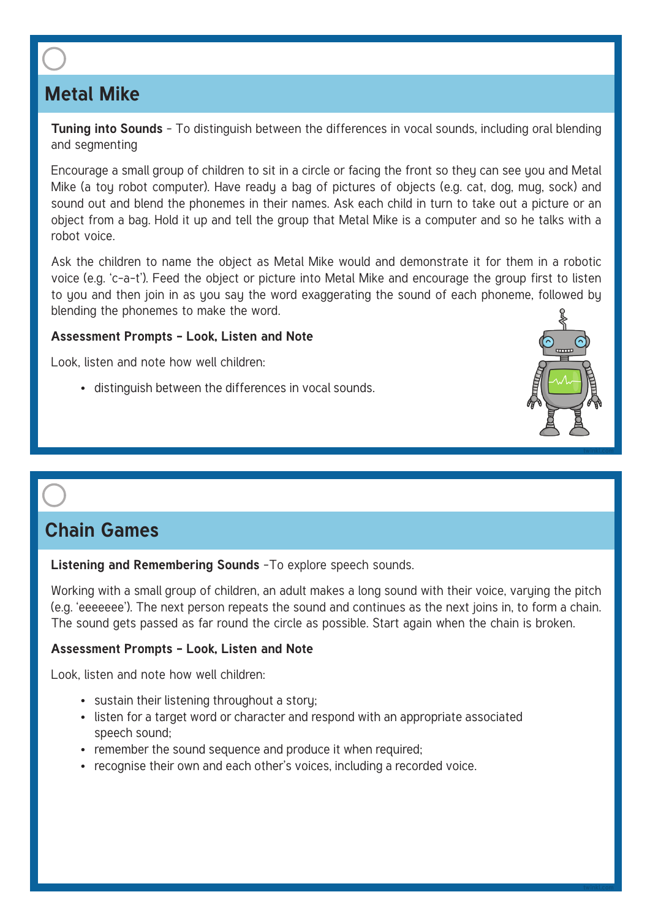## Metal Mike

**Tuning into Sounds** - To distinguish between the differences in vocal sounds, including oral blending and segmenting

Encourage a small group of children to sit in a circle or facing the front so they can see you and Metal Mike (a toy robot computer). Have ready a bag of pictures of objects (e.g. cat, dog, mug, sock) and sound out and blend the phonemes in their names. Ask each child in turn to take out a picture or an object from a bag. Hold it up and tell the group that Metal Mike is a computer and so he talks with a robot voice.

Ask the children to name the object as Metal Mike would and demonstrate it for them in a robotic voice (e.g. 'c-a-t'). Feed the object or picture into Metal Mike and encourage the group first to listen to you and then join in as you say the word exaggerating the sound of each phoneme, followed by blending the phonemes to make the word.

**Assessment Prompts - Look, Listen and Note**

Look, listen and note how well children:

- distinguish between the differences in vocal sounds.

## Chain Games

**Listening and Remembering Sounds** -To explore speech sounds.

Working with a small group of children, an adult makes a long sound with their voice, varying the pitch (e.g. 'eeeeeee'). The next person repeats the sound and continues as the next joins in, to form a chain. The sound gets passed as far round the circle as possible. Start again when the chain is broken.

**Assessment Prompts - Look, Listen and Note**

Look, listen and note how well children:

- sustain their listening throughout a story;
- listen for a target word or character and respond with an appropriate associated speech sound;
- remember the sound sequence and produce it when required;
- recognise their own and each other's voices, including a recorded voice.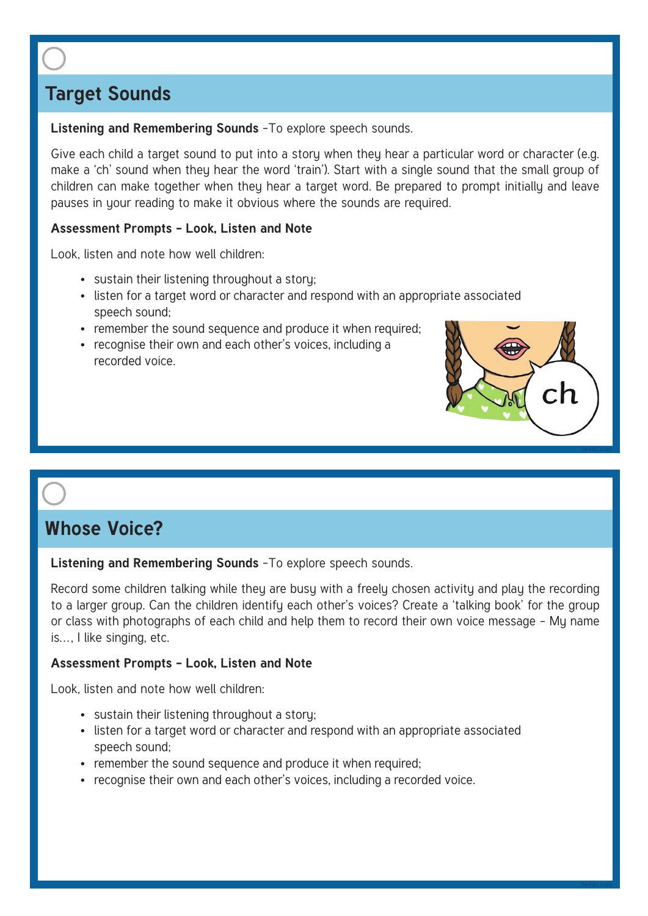## Target Sounds

**Listening and Remembering Sounds** –To explore speech sounds.

Give each child a target sound to put into a story when they hear a particular word or character (e.g. make a 'ch' sound when they hear the word 'train'). Start with a single sound that the small group of children can make together when they hear a target word. Be prepared to prompt initially and leave pauses in your reading to make it obvious where the sounds are required.

**Assessment Prompts – Look, Listen and Note**

Look, listen and note how well children:

- sustain their listening throughout a story;
- listen for a target word or character and respond with an appropriate associated speech sound;
- remember the sound sequence and produce it when required;
- recognise their own and each other's voices, including a recorded voice.

## Whose Voice?

**Listening and Remembering Sounds** –To explore speech sounds.

Record some children talking while they are busy with a freely chosen activity and play the recording to a larger group. Can the children identify each other's voices? Create a 'talking book' for the group or class with photographs of each child and help them to record their own voice message – My name is..., I like singing, etc.

**Assessment Prompts – Look, Listen and Note**

Look, listen and note how well children:

- sustain their listening throughout a story;
- listen for a target word or character and respond with an appropriate associated speech sound;
- remember the sound sequence and produce it when required;
- recognise their own and each other's voices, including a recorded voice.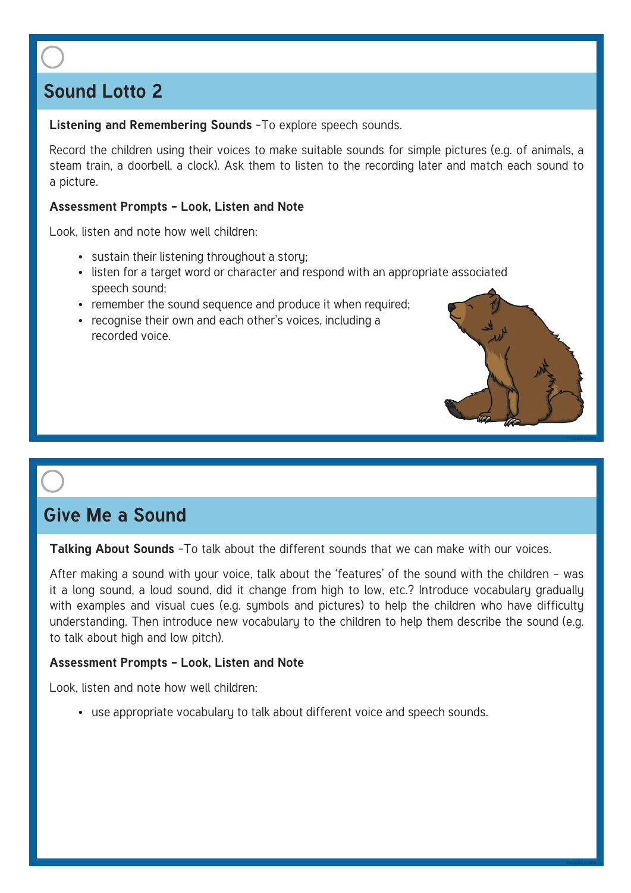## Sound Lotto 2

**Listening and Remembering Sounds** –To explore speech sounds.

Record the children using their voices to make suitable sounds for simple pictures (e.g. of animals, a steam train, a doorbell, a clock). Ask them to listen to the recording later and match each sound to a picture.

**Assessment Prompts – Look, Listen and Note**

Look, listen and note how well children:

- sustain their listening throughout a story;
- listen for a target word or character and respond with an appropriate associated speech sound;
- remember the sound sequence and produce it when required;
- recognise their own and each other's voices, including a recorded voice.

## Give Me a Sound

**Talking About Sounds** –To talk about the different sounds that we can make with our voices.

After making a sound with your voice, talk about the 'features' of the sound with the children – was it a long sound, a loud sound, did it change from high to low, etc.? Introduce vocabulary gradually with examples and visual cues (e.g. symbols and pictures) to help the children who have difficulty understanding. Then introduce new vocabulary to the children to help them describe the sound (e.g. to talk about high and low pitch).

**Assessment Prompts – Look, Listen and Note**

Look, listen and note how well children:

- use appropriate vocabulary to talk about different voice and speech sounds.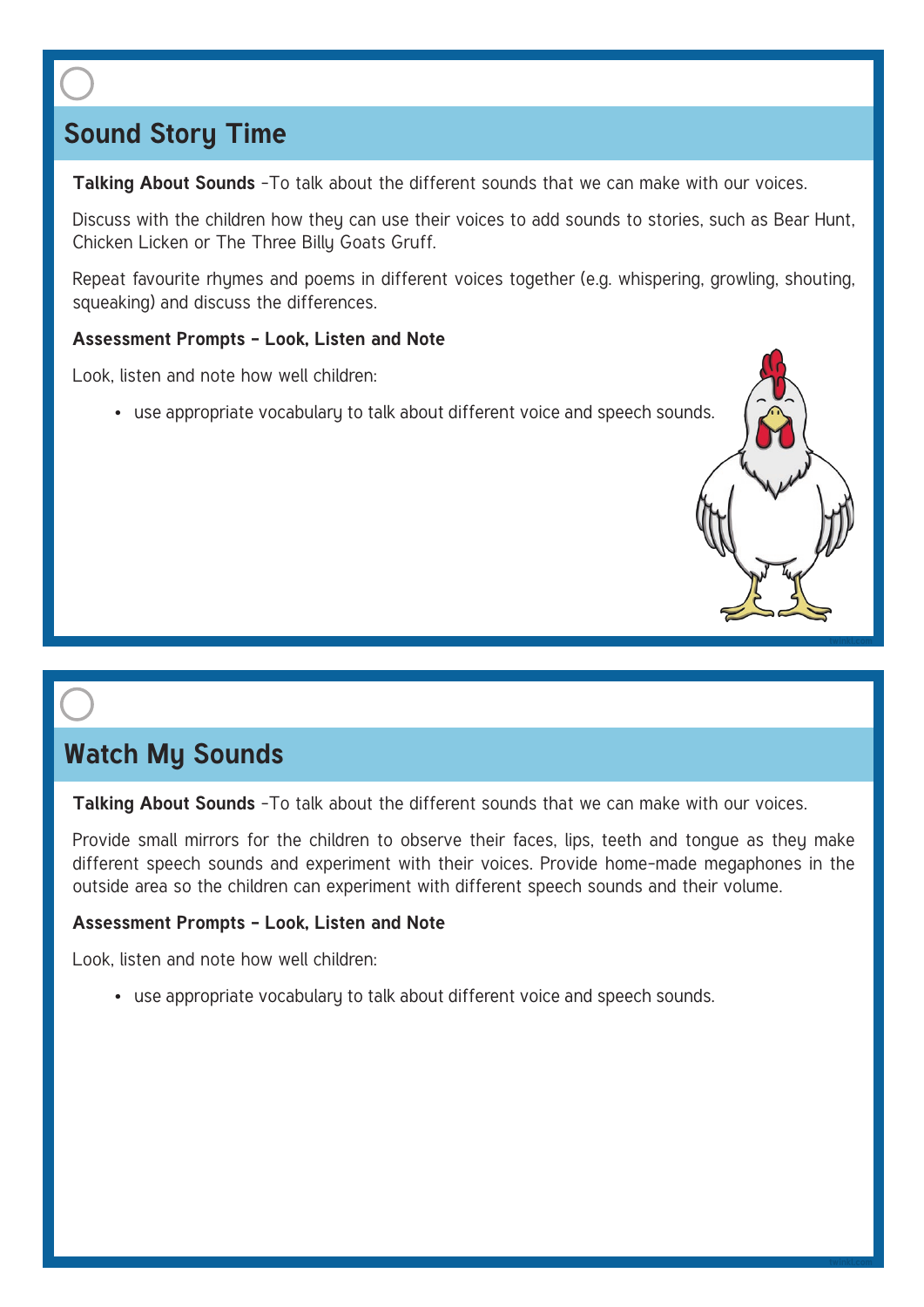## Sound Story Time

**Talking About Sounds** –To talk about the different sounds that we can make with our voices.

Discuss with the children how they can use their voices to add sounds to stories, such as Bear Hunt, Chicken Licken or The Three Billy Goats Gruff.

Repeat favourite rhymes and poems in different voices together (e.g. whispering, growling, shouting, squeaking) and discuss the differences.

**Assessment Prompts – Look, Listen and Note**

Look, listen and note how well children:

- use appropriate vocabulary to talk about different voice and speech sounds.

## Watch My Sounds

**Talking About Sounds** –To talk about the different sounds that we can make with our voices.

Provide small mirrors for the children to observe their faces, lips, teeth and tongue as they make different speech sounds and experiment with their voices. Provide home-made megaphones in the outside area so the children can experiment with different speech sounds and their volume.

**Assessment Prompts – Look, Listen and Note**

Look, listen and note how well children:

- use appropriate vocabulary to talk about different voice and speech sounds.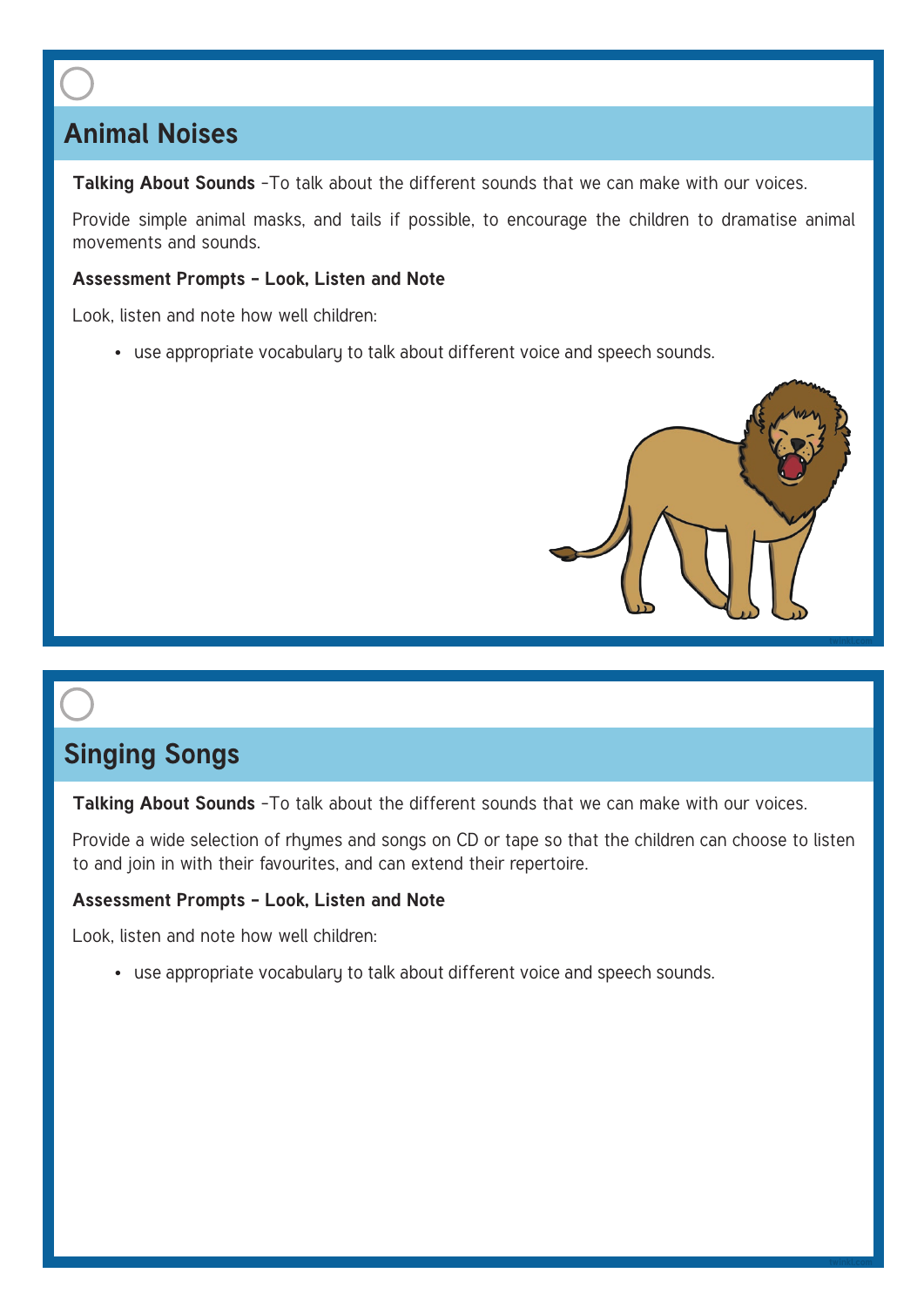## Animal Noises

**Talking About Sounds** –To talk about the different sounds that we can make with our voices.

Provide simple animal masks, and tails if possible, to encourage the children to dramatise animal movements and sounds.

**Assessment Prompts – Look, Listen and Note**

Look, listen and note how well children:

- use appropriate vocabulary to talk about different voice and speech sounds.

## Singing Songs

**Talking About Sounds** –To talk about the different sounds that we can make with our voices.

Provide a wide selection of rhymes and songs on CD or tape so that the children can choose to listen to and join in with their favourites, and can extend their repertoire.

**Assessment Prompts – Look, Listen and Note**

Look, listen and note how well children:

- use appropriate vocabulary to talk about different voice and speech sounds.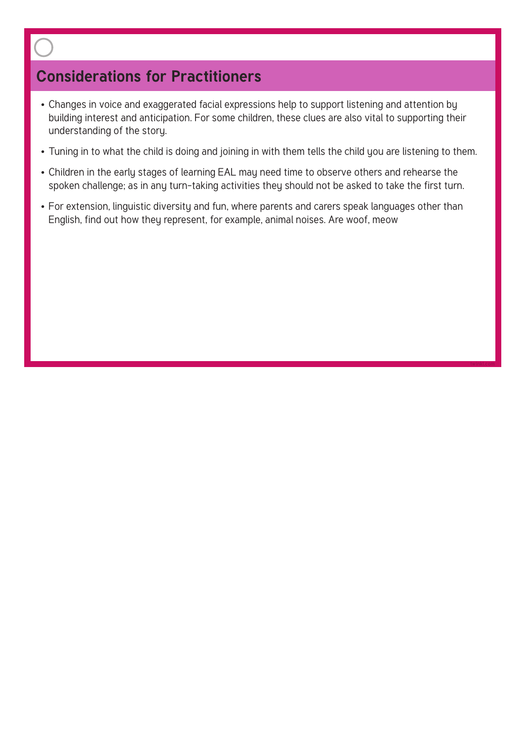## Considerations for Practitioners

- Changes in voice and exaggerated facial expressions help to support listening and attention by building interest and anticipation. For some children, these clues are also vital to supporting their understanding of the story.
- Tuning in to what the child is doing and joining in with them tells the child you are listening to them.
- Children in the early stages of learning EAL may need time to observe others and rehearse the spoken challenge; as in any turn-taking activities they should not be asked to take the first turn.
- For extension, linguistic diversity and fun, where parents and carers speak languages other than English, find out how they represent, for example, animal noises. Are woof, meow